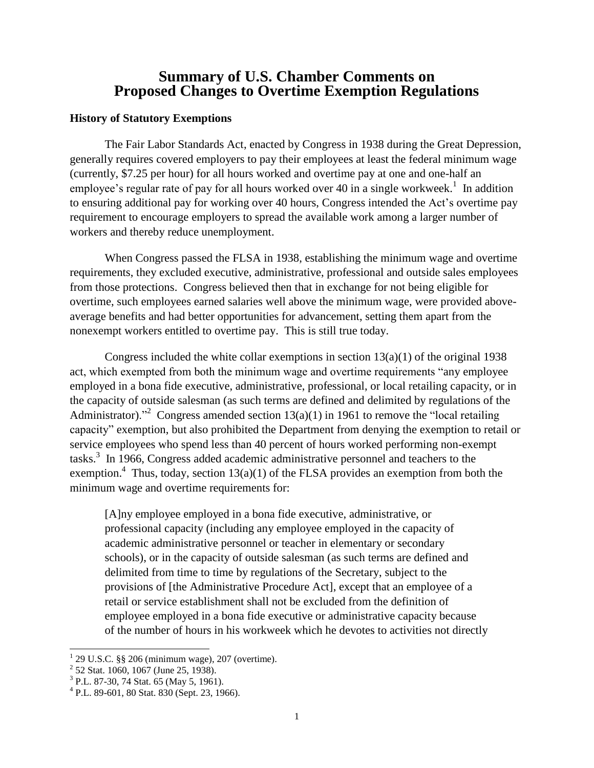# Summary of U.S. Chamber Comments on Proposed Changes to Overtime Exemption Regulations

## History of Statutory Exemptions

The Fair Labor Standards Act, enacted by Congress in 1938 during the Great Depression, generally requires covered employers to pay their employees at least the federal minimum wage (currently, $7.25 per hour) for all hours worked and overtime pay at one and one-half an employee's regular rate of pay for all hours worked over 40 in a single workweek.[1] In addition to ensuring additional pay for working over 40 hours, Congress intended the Act's overtime pay requirement to encourage employers to spread the available work among a larger number of workers and thereby reduce unemployment.

When Congress passed the FLSA in 1938, establishing the minimum wage and overtime requirements, they excluded executive, administrative, professional and outside sales employees from those protections. Congress believed then that in exchange for not being eligible for overtime, such employees earned salaries well above the minimum wage, were provided above-average benefits and had better opportunities for advancement, setting them apart from the nonexempt workers entitled to overtime pay. This is still true today.

Congress included the white collar exemptions in section 13(a)(1) of the original 1938 act, which exempted from both the minimum wage and overtime requirements "any employee employed in a bona fide executive, administrative, professional, or local retailing capacity, or in the capacity of outside salesman (as such terms are defined and delimited by regulations of the Administrator)."[2] Congress amended section 13(a)(1) in 1961 to remove the "local retailing capacity" exemption, but also prohibited the Department from denying the exemption to retail or service employees who spend less than 40 percent of hours worked performing non-exempt tasks.[3] In 1966, Congress added academic administrative personnel and teachers to the exemption.[4] Thus, today, section 13(a)(1) of the FLSA provides an exemption from both the minimum wage and overtime requirements for:

> [A]ny employee employed in a bona fide executive, administrative, or professional capacity (including any employee employed in the capacity of academic administrative personnel or teacher in elementary or secondary schools), or in the capacity of outside salesman (as such terms are defined and delimited from time to time by regulations of the Secretary, subject to the provisions of [the Administrative Procedure Act], except that an employee of a retail or service establishment shall not be excluded from the definition of employee employed in a bona fide executive or administrative capacity because of the number of hours in his workweek which he devotes to activities not directly

---

[1] 29 U.S.C. §§ 206 (minimum wage), 207 (overtime).

[2] 52 Stat. 1060, 1067 (June 25, 1938).

[3] P.L. 87-30, 74 Stat. 65 (May 5, 1961).

[4] P.L. 89-601, 80 Stat. 830 (Sept. 23, 1966).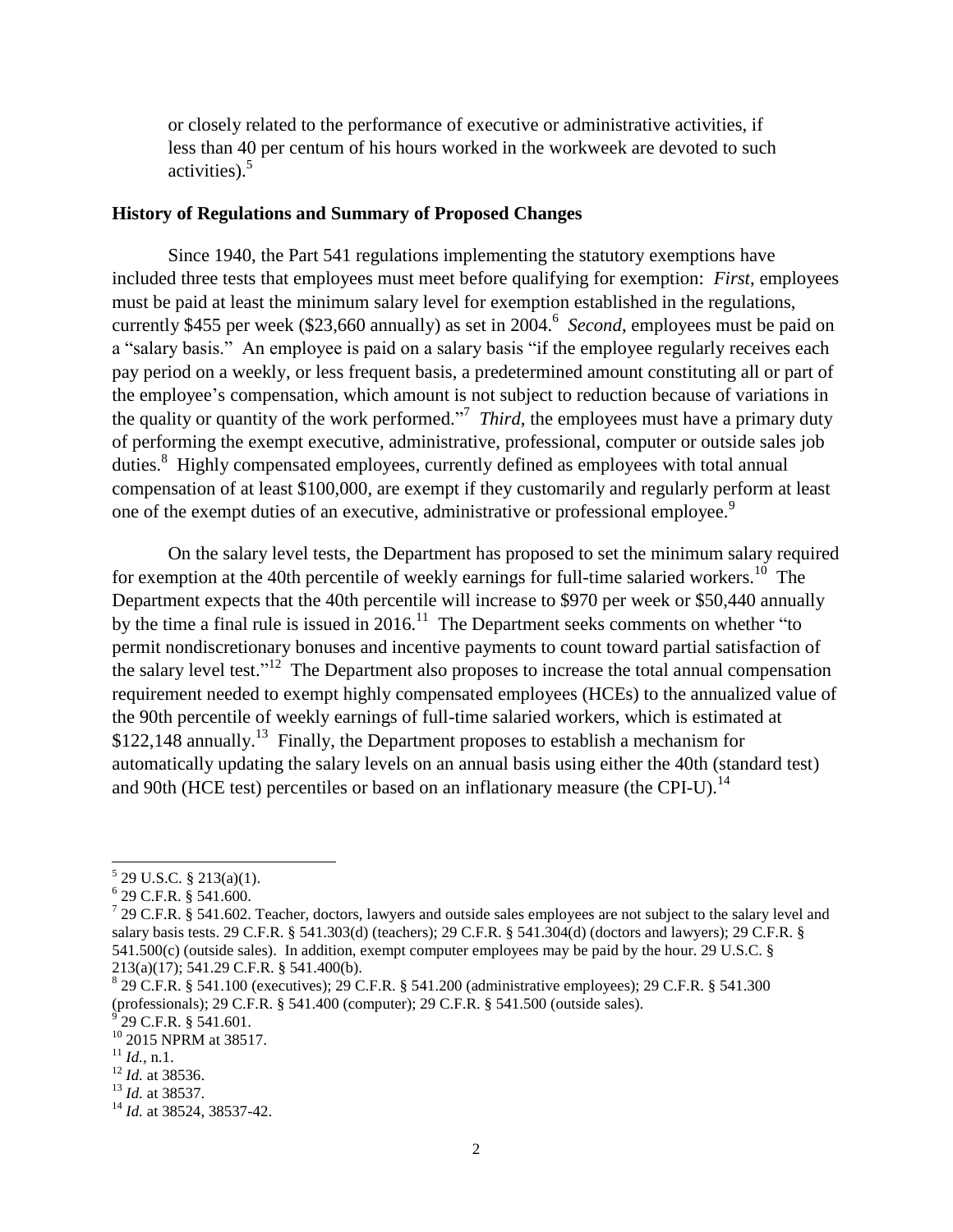or closely related to the performance of executive or administrative activities, if less than 40 per centum of his hours worked in the workweek are devoted to such activities).[5]

## History of Regulations and Summary of Proposed Changes

Since 1940, the Part 541 regulations implementing the statutory exemptions have included three tests that employees must meet before qualifying for exemption: *First*, employees must be paid at least the minimum salary level for exemption established in the regulations, currently $455 per week ($23,660 annually) as set in 2004.[6] *Second*, employees must be paid on a "salary basis." An employee is paid on a salary basis "if the employee regularly receives each pay period on a weekly, or less frequent basis, a predetermined amount constituting all or part of the employee's compensation, which amount is not subject to reduction because of variations in the quality or quantity of the work performed."[7] *Third*, the employees must have a primary duty of performing the exempt executive, administrative, professional, computer or outside sales job duties.[8] Highly compensated employees, currently defined as employees with total annual compensation of at least $100,000, are exempt if they customarily and regularly perform at least one of the exempt duties of an executive, administrative or professional employee.[9]

On the salary level tests, the Department has proposed to set the minimum salary required for exemption at the 40th percentile of weekly earnings for full-time salaried workers.[10] The Department expects that the 40th percentile will increase to $970 per week or $50,440 annually by the time a final rule is issued in 2016.[11] The Department seeks comments on whether "to permit nondiscretionary bonuses and incentive payments to count toward partial satisfaction of the salary level test."[12] The Department also proposes to increase the total annual compensation requirement needed to exempt highly compensated employees (HCEs) to the annualized value of the 90th percentile of weekly earnings of full-time salaried workers, which is estimated at $122,148 annually.[13] Finally, the Department proposes to establish a mechanism for automatically updating the salary levels on an annual basis using either the 40th (standard test) and 90th (HCE test) percentiles or based on an inflationary measure (the CPI-U).[14]

---

[5] 29 U.S.C. § 213(a)(1).

[6] 29 C.F.R. § 541.600.

[7] 29 C.F.R. § 541.602. Teacher, doctors, lawyers and outside sales employees are not subject to the salary level and salary basis tests. 29 C.F.R. § 541.303(d) (teachers); 29 C.F.R. § 541.304(d) (doctors and lawyers); 29 C.F.R. § 541.500(c) (outside sales). In addition, exempt computer employees may be paid by the hour. 29 U.S.C. § 213(a)(17); 541.29 C.F.R. § 541.400(b).

[8] 29 C.F.R. § 541.100 (executives); 29 C.F.R. § 541.200 (administrative employees); 29 C.F.R. § 541.300 (professionals); 29 C.F.R. § 541.400 (computer); 29 C.F.R. § 541.500 (outside sales).

[9] 29 C.F.R. § 541.601.

[10] 2015 NPRM at 38517.

[11] *Id.*, n.1.

[12] *Id.* at 38536.

[13] *Id.* at 38537.

[14] *Id.* at 38524, 38537-42.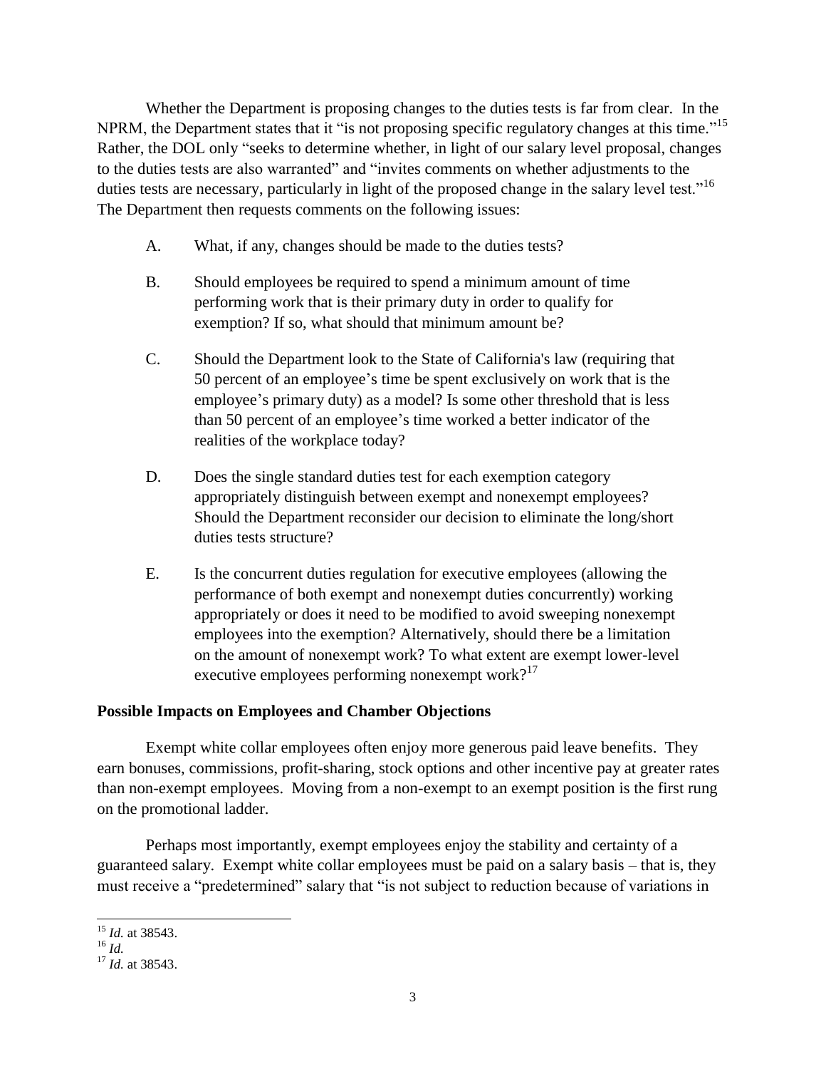Whether the Department is proposing changes to the duties tests is far from clear. In the NPRM, the Department states that it "is not proposing specific regulatory changes at this time."[15] Rather, the DOL only "seeks to determine whether, in light of our salary level proposal, changes to the duties tests are also warranted" and "invites comments on whether adjustments to the duties tests are necessary, particularly in light of the proposed change in the salary level test."[16] The Department then requests comments on the following issues:

A. What, if any, changes should be made to the duties tests?

B. Should employees be required to spend a minimum amount of time performing work that is their primary duty in order to qualify for exemption? If so, what should that minimum amount be?

C. Should the Department look to the State of California's law (requiring that 50 percent of an employee's time be spent exclusively on work that is the employee's primary duty) as a model? Is some other threshold that is less than 50 percent of an employee's time worked a better indicator of the realities of the workplace today?

D. Does the single standard duties test for each exemption category appropriately distinguish between exempt and nonexempt employees? Should the Department reconsider our decision to eliminate the long/short duties tests structure?

E. Is the concurrent duties regulation for executive employees (allowing the performance of both exempt and nonexempt duties concurrently) working appropriately or does it need to be modified to avoid sweeping nonexempt employees into the exemption? Alternatively, should there be a limitation on the amount of nonexempt work? To what extent are exempt lower-level executive employees performing nonexempt work?[17]

**Possible Impacts on Employees and Chamber Objections**

Exempt white collar employees often enjoy more generous paid leave benefits. They earn bonuses, commissions, profit-sharing, stock options and other incentive pay at greater rates than non-exempt employees. Moving from a non-exempt to an exempt position is the first rung on the promotional ladder.

Perhaps most importantly, exempt employees enjoy the stability and certainty of a guaranteed salary. Exempt white collar employees must be paid on a salary basis – that is, they must receive a "predetermined" salary that "is not subject to reduction because of variations in

---

[15] *Id.* at 38543.

[16] *Id.*

[17] *Id.* at 38543.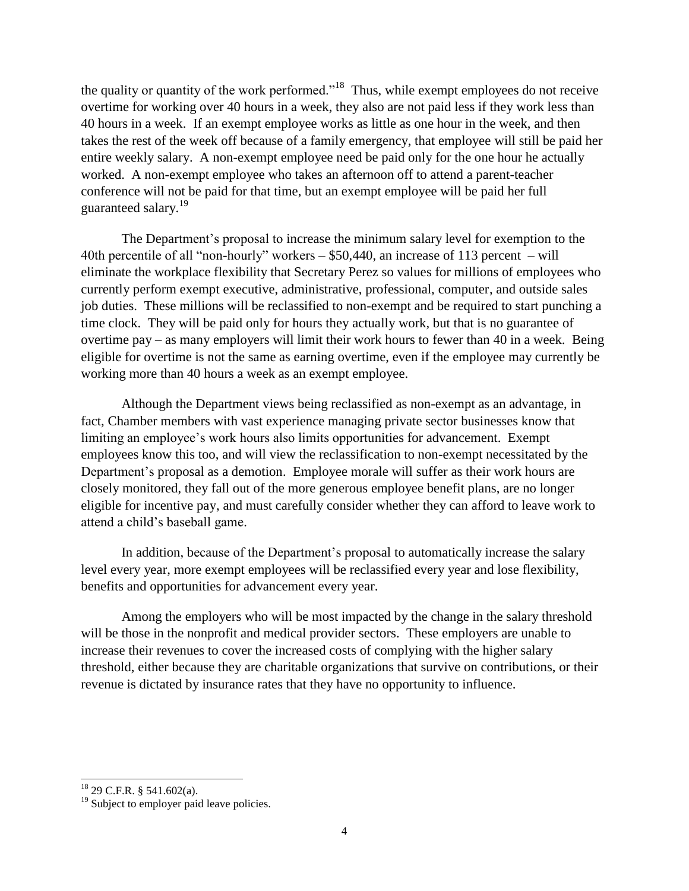the quality or quantity of the work performed."[18] Thus, while exempt employees do not receive overtime for working over 40 hours in a week, they also are not paid less if they work less than 40 hours in a week. If an exempt employee works as little as one hour in the week, and then takes the rest of the week off because of a family emergency, that employee will still be paid her entire weekly salary. A non-exempt employee need be paid only for the one hour he actually worked. A non-exempt employee who takes an afternoon off to attend a parent-teacher conference will not be paid for that time, but an exempt employee will be paid her full guaranteed salary.[19]

The Department's proposal to increase the minimum salary level for exemption to the 40th percentile of all "non-hourly" workers – $50,440, an increase of 113 percent – will eliminate the workplace flexibility that Secretary Perez so values for millions of employees who currently perform exempt executive, administrative, professional, computer, and outside sales job duties. These millions will be reclassified to non-exempt and be required to start punching a time clock. They will be paid only for hours they actually work, but that is no guarantee of overtime pay – as many employers will limit their work hours to fewer than 40 in a week. Being eligible for overtime is not the same as earning overtime, even if the employee may currently be working more than 40 hours a week as an exempt employee.

Although the Department views being reclassified as non-exempt as an advantage, in fact, Chamber members with vast experience managing private sector businesses know that limiting an employee's work hours also limits opportunities for advancement. Exempt employees know this too, and will view the reclassification to non-exempt necessitated by the Department's proposal as a demotion. Employee morale will suffer as their work hours are closely monitored, they fall out of the more generous employee benefit plans, are no longer eligible for incentive pay, and must carefully consider whether they can afford to leave work to attend a child's baseball game.

In addition, because of the Department's proposal to automatically increase the salary level every year, more exempt employees will be reclassified every year and lose flexibility, benefits and opportunities for advancement every year.

Among the employers who will be most impacted by the change in the salary threshold will be those in the nonprofit and medical provider sectors. These employers are unable to increase their revenues to cover the increased costs of complying with the higher salary threshold, either because they are charitable organizations that survive on contributions, or their revenue is dictated by insurance rates that they have no opportunity to influence.

---

[18] 29 C.F.R. § 541.602(a).

[19] Subject to employer paid leave policies.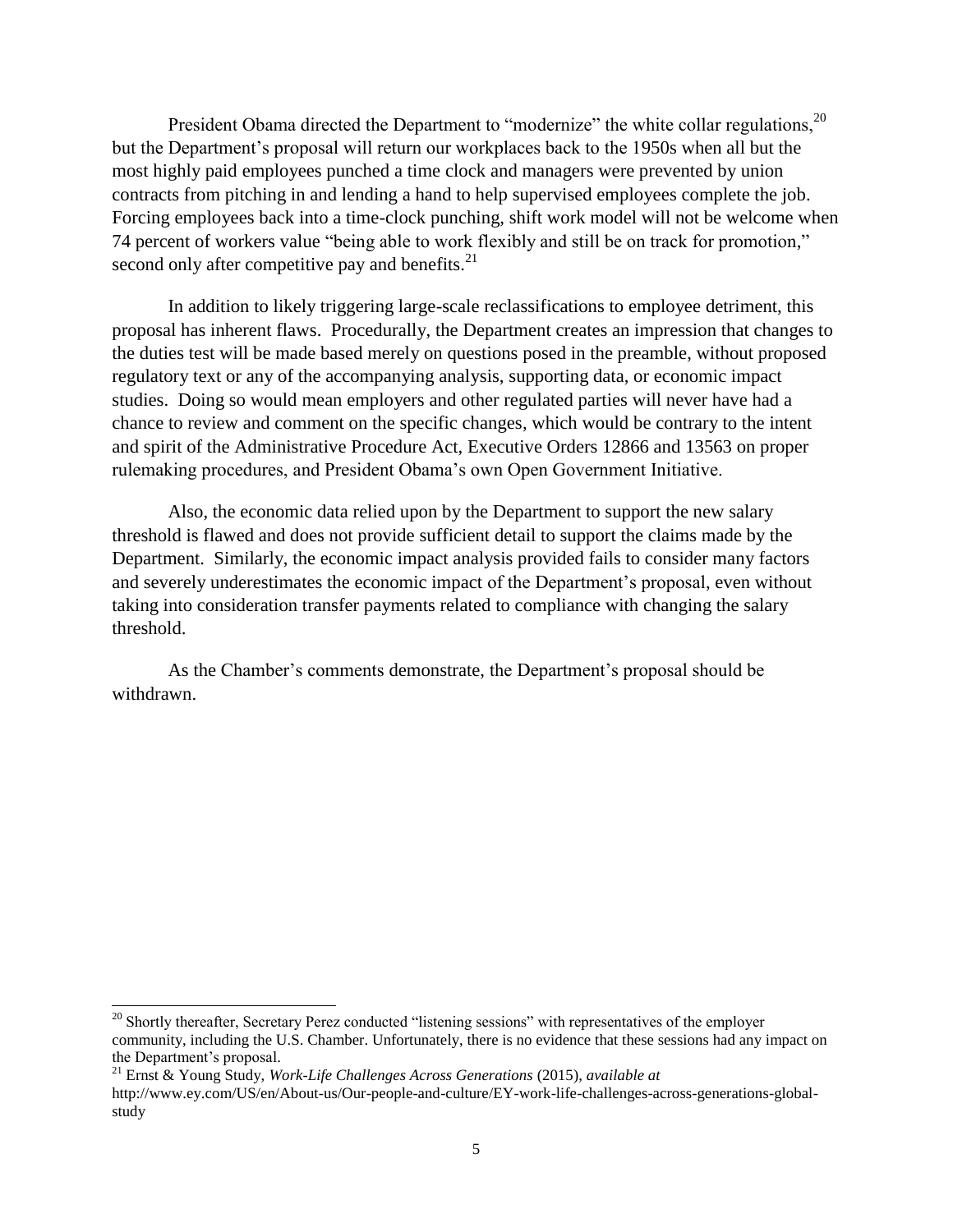President Obama directed the Department to "modernize" the white collar regulations,[20] but the Department's proposal will return our workplaces back to the 1950s when all but the most highly paid employees punched a time clock and managers were prevented by union contracts from pitching in and lending a hand to help supervised employees complete the job. Forcing employees back into a time-clock punching, shift work model will not be welcome when 74 percent of workers value "being able to work flexibly and still be on track for promotion," second only after competitive pay and benefits.[21]

In addition to likely triggering large-scale reclassifications to employee detriment, this proposal has inherent flaws. Procedurally, the Department creates an impression that changes to the duties test will be made based merely on questions posed in the preamble, without proposed regulatory text or any of the accompanying analysis, supporting data, or economic impact studies. Doing so would mean employers and other regulated parties will never have had a chance to review and comment on the specific changes, which would be contrary to the intent and spirit of the Administrative Procedure Act, Executive Orders 12866 and 13563 on proper rulemaking procedures, and President Obama's own Open Government Initiative.

Also, the economic data relied upon by the Department to support the new salary threshold is flawed and does not provide sufficient detail to support the claims made by the Department. Similarly, the economic impact analysis provided fails to consider many factors and severely underestimates the economic impact of the Department's proposal, even without taking into consideration transfer payments related to compliance with changing the salary threshold.

As the Chamber's comments demonstrate, the Department's proposal should be withdrawn.

---

[20] Shortly thereafter, Secretary Perez conducted "listening sessions" with representatives of the employer community, including the U.S. Chamber. Unfortunately, there is no evidence that these sessions had any impact on the Department's proposal.

[21] Ernst & Young Study, *Work-Life Challenges Across Generations* (2015), *available at* http://www.ey.com/US/en/About-us/Our-people-and-culture/EY-work-life-challenges-across-generations-global-study